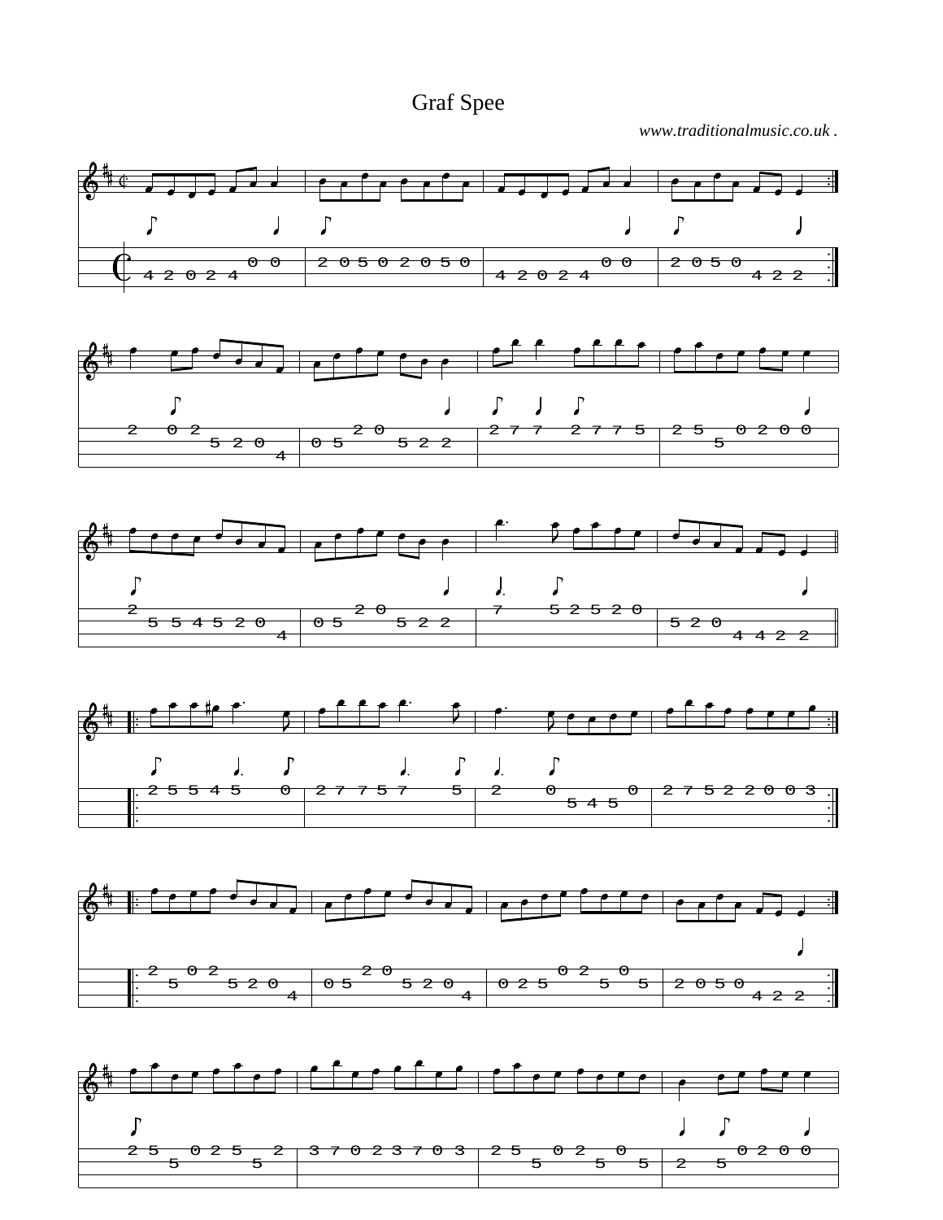# Graf Spee

*www.traditionalmusic.co.uk .*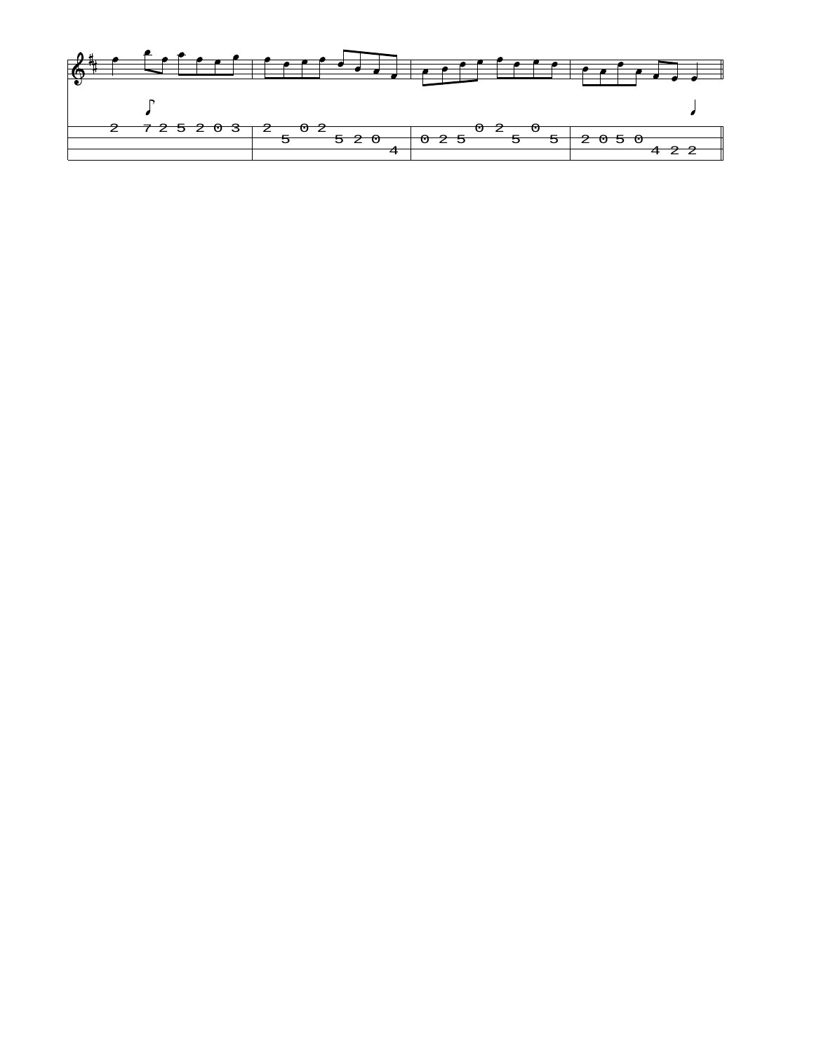```
|--2---7-2-5-2-0-3--|--2-----0-2-------------|-------------0-2---0---|--2-0-5-0---------|
|-------------------|-----5---------5-2-0----|--0-2-5---------5---5--|------------------|
|-------------------|---------------------4--|-----------------------|----------4-2-2---|
```